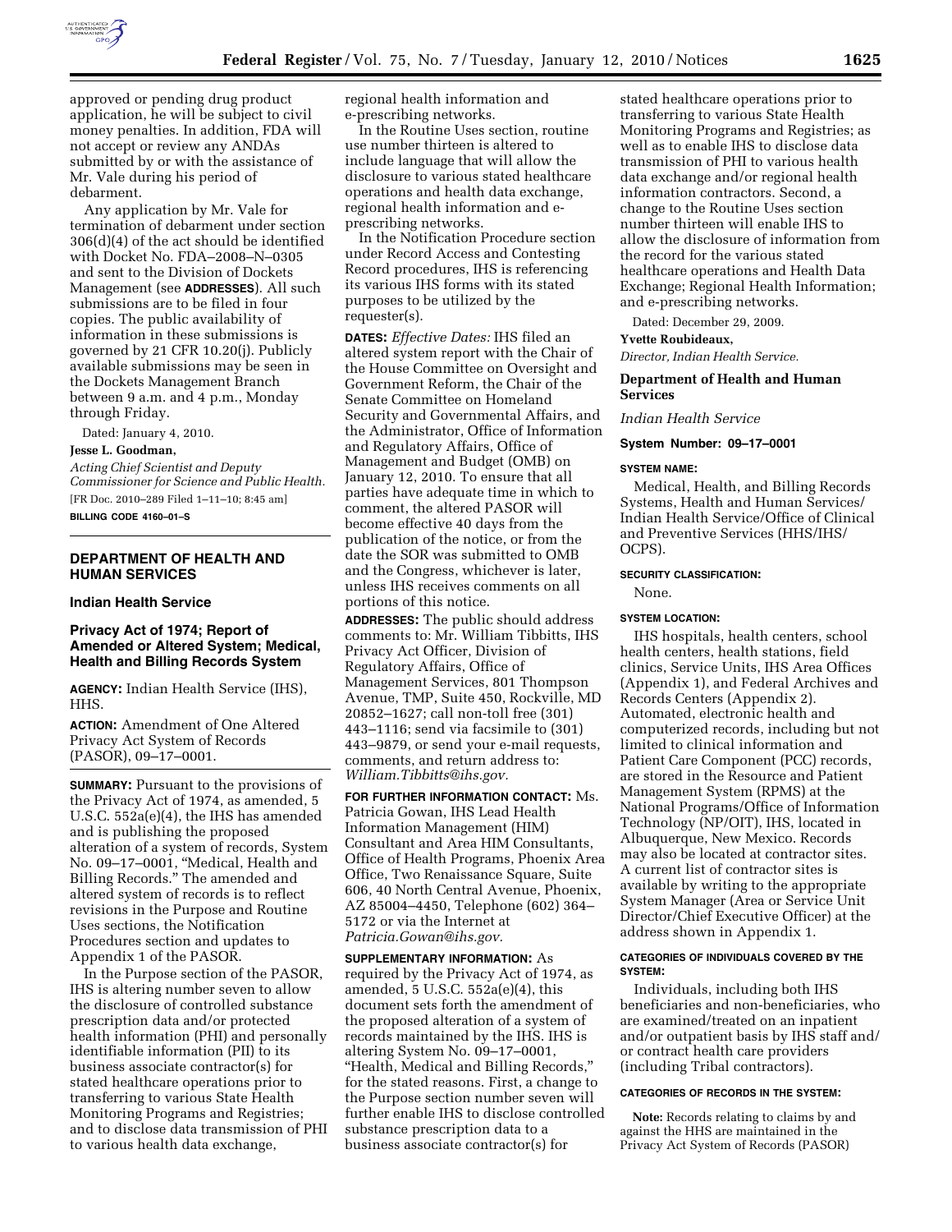approved or pending drug product application, he will be subject to civil money penalties. In addition, FDA will not accept or review any ANDAs submitted by or with the assistance of Mr. Vale during his period of debarment.

Any application by Mr. Vale for termination of debarment under section 306(d)(4) of the act should be identified with Docket No. FDA–2008–N–0305 and sent to the Division of Dockets Management (see **ADDRESSES**). All such submissions are to be filed in four copies. The public availability of information in these submissions is governed by 21 CFR 10.20(j). Publicly available submissions may be seen in the Dockets Management Branch between 9 a.m. and 4 p.m., Monday through Friday.

Dated: January 4, 2010.

**Jesse L. Goodman,**

*Acting Chief Scientist and Deputy Commissioner for Science and Public Health.*

[FR Doc. 2010–289 Filed 1–11–10; 8:45 am]

**BILLING CODE 4160–01–S**

## DEPARTMENT OF HEALTH AND HUMAN SERVICES

### Indian Health Service

### Privacy Act of 1974; Report of Amended or Altered System; Medical, Health and Billing Records System

**AGENCY:** Indian Health Service (IHS), HHS.

**ACTION:** Amendment of One Altered Privacy Act System of Records (PASOR), 09–17–0001.

**SUMMARY:** Pursuant to the provisions of the Privacy Act of 1974, as amended, 5 U.S.C. 552a(e)(4), the IHS has amended and is publishing the proposed alteration of a system of records, System No. 09–17–0001, "Medical, Health and Billing Records." The amended and altered system of records is to reflect revisions in the Purpose and Routine Uses sections, the Notification Procedures section and updates to Appendix 1 of the PASOR.

In the Purpose section of the PASOR, IHS is altering number seven to allow the disclosure of controlled substance prescription data and/or protected health information (PHI) and personally identifiable information (PII) to its business associate contractor(s) for stated healthcare operations prior to transferring to various State Health Monitoring Programs and Registries; and to disclose data transmission of PHI to various health data exchange, regional health information and e-prescribing networks.

In the Routine Uses section, routine use number thirteen is altered to include language that will allow the disclosure to various stated healthcare operations and health data exchange, regional health information and e-prescribing networks.

In the Notification Procedure section under Record Access and Contesting Record procedures, IHS is referencing its various IHS forms with its stated purposes to be utilized by the requester(s).

**DATES:** *Effective Dates:* IHS filed an altered system report with the Chair of the House Committee on Oversight and Government Reform, the Chair of the Senate Committee on Homeland Security and Governmental Affairs, and the Administrator, Office of Information and Regulatory Affairs, Office of Management and Budget (OMB) on January 12, 2010. To ensure that all parties have adequate time in which to comment, the altered PASOR will become effective 40 days from the publication of the notice, or from the date the SOR was submitted to OMB and the Congress, whichever is later, unless IHS receives comments on all portions of this notice.

**ADDRESSES:** The public should address comments to: Mr. William Tibbitts, IHS Privacy Act Officer, Division of Regulatory Affairs, Office of Management Services, 801 Thompson Avenue, TMP, Suite 450, Rockville, MD 20852–1627; call non-toll free (301) 443–1116; send via facsimile to (301) 443–9879, or send your e-mail requests, comments, and return address to: *William.Tibbitts@ihs.gov.*

**FOR FURTHER INFORMATION CONTACT:** Ms. Patricia Gowan, IHS Lead Health Information Management (HIM) Consultant and Area HIM Consultants, Office of Health Programs, Phoenix Area Office, Two Renaissance Square, Suite 606, 40 North Central Avenue, Phoenix, AZ 85004–4450, Telephone (602) 364–5172 or via the Internet at *Patricia.Gowan@ihs.gov.*

**SUPPLEMENTARY INFORMATION:** As required by the Privacy Act of 1974, as amended, 5 U.S.C. 552a(e)(4), this document sets forth the amendment of the proposed alteration of a system of records maintained by the IHS. IHS is altering System No. 09–17–0001, "Health, Medical and Billing Records," for the stated reasons. First, a change to the Purpose section number seven will further enable IHS to disclose controlled substance prescription data to a business associate contractor(s) for stated healthcare operations prior to transferring to various State Health Monitoring Programs and Registries; as well as to enable IHS to disclose data transmission of PHI to various health data exchange and/or regional health information contractors. Second, a change to the Routine Uses section number thirteen will enable IHS to allow the disclosure of information from the record for the various stated healthcare operations and Health Data Exchange; Regional Health Information; and e-prescribing networks.

Dated: December 29, 2009.

**Yvette Roubideaux,**

*Director, Indian Health Service.*

## Department of Health and Human Services

*Indian Health Service*

**System Number: 09–17–0001**

**SYSTEM NAME:**

Medical, Health, and Billing Records Systems, Health and Human Services/Indian Health Service/Office of Clinical and Preventive Services (HHS/IHS/OCPS).

**SECURITY CLASSIFICATION:**

None.

**SYSTEM LOCATION:**

IHS hospitals, health centers, school health centers, health stations, field clinics, Service Units, IHS Area Offices (Appendix 1), and Federal Archives and Records Centers (Appendix 2). Automated, electronic health and computerized records, including but not limited to clinical information and Patient Care Component (PCC) records, are stored in the Resource and Patient Management System (RPMS) at the National Programs/Office of Information Technology (NP/OIT), IHS, located in Albuquerque, New Mexico. Records may also be located at contractor sites. A current list of contractor sites is available by writing to the appropriate System Manager (Area or Service Unit Director/Chief Executive Officer) at the address shown in Appendix 1.

**CATEGORIES OF INDIVIDUALS COVERED BY THE SYSTEM:**

Individuals, including both IHS beneficiaries and non-beneficiaries, who are examined/treated on an inpatient and/or outpatient basis by IHS staff and/or contract health care providers (including Tribal contractors).

**CATEGORIES OF RECORDS IN THE SYSTEM:**

**Note:** Records relating to claims by and against the HHS are maintained in the Privacy Act System of Records (PASOR)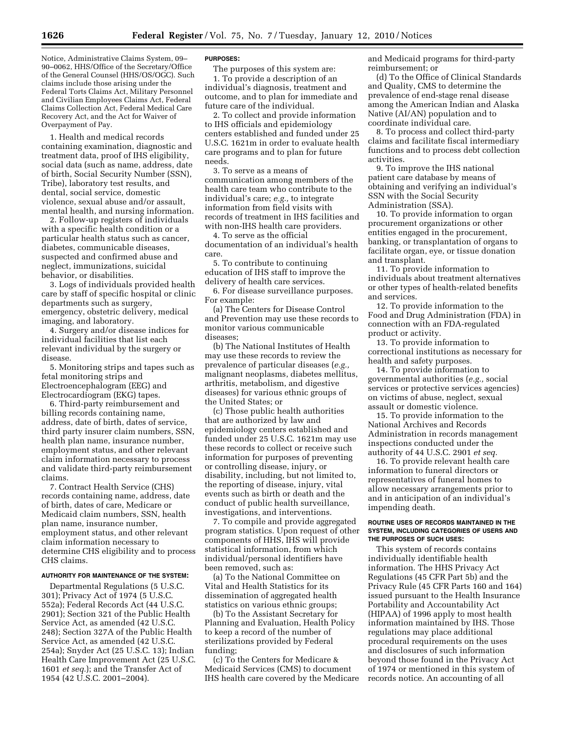Notice, Administrative Claims System, 09–90–0062, HHS/Office of the Secretary/Office of the General Counsel (HHS/OS/OGC). Such claims include those arising under the Federal Torts Claims Act, Military Personnel and Civilian Employees Claims Act, Federal Claims Collection Act, Federal Medical Care Recovery Act, and the Act for Waiver of Overpayment of Pay.

1. Health and medical records containing examination, diagnostic and treatment data, proof of IHS eligibility, social data (such as name, address, date of birth, Social Security Number (SSN), Tribe), laboratory test results, and dental, social service, domestic violence, sexual abuse and/or assault, mental health, and nursing information.

2. Follow-up registers of individuals with a specific health condition or a particular health status such as cancer, diabetes, communicable diseases, suspected and confirmed abuse and neglect, immunizations, suicidal behavior, or disabilities.

3. Logs of individuals provided health care by staff of specific hospital or clinic departments such as surgery, emergency, obstetric delivery, medical imaging, and laboratory.

4. Surgery and/or disease indices for individual facilities that list each relevant individual by the surgery or disease.

5. Monitoring strips and tapes such as fetal monitoring strips and Electroencephalogram (EEG) and Electrocardiogram (EKG) tapes.

6. Third-party reimbursement and billing records containing name, address, date of birth, dates of service, third party insurer claim numbers, SSN, health plan name, insurance number, employment status, and other relevant claim information necessary to process and validate third-party reimbursement claims.

7. Contract Health Service (CHS) records containing name, address, date of birth, dates of care, Medicare or Medicaid claim numbers, SSN, health plan name, insurance number, employment status, and other relevant claim information necessary to determine CHS eligibility and to process CHS claims.

#### AUTHORITY FOR MAINTENANCE OF THE SYSTEM:

Departmental Regulations (5 U.S.C. 301); Privacy Act of 1974 (5 U.S.C. 552a); Federal Records Act (44 U.S.C. 2901); Section 321 of the Public Health Service Act, as amended (42 U.S.C. 248); Section 327A of the Public Health Service Act, as amended (42 U.S.C. 254a); Snyder Act (25 U.S.C. 13); Indian Health Care Improvement Act (25 U.S.C. 1601 *et seq.*); and the Transfer Act of 1954 (42 U.S.C. 2001–2004).

#### PURPOSES:

The purposes of this system are:

1. To provide a description of an individual's diagnosis, treatment and outcome, and to plan for immediate and future care of the individual.

2. To collect and provide information to IHS officials and epidemiology centers established and funded under 25 U.S.C. 1621m in order to evaluate health care programs and to plan for future needs.

3. To serve as a means of communication among members of the health care team who contribute to the individual's care; *e.g.,* to integrate information from field visits with records of treatment in IHS facilities and with non-IHS health care providers.

4. To serve as the official documentation of an individual's health care.

5. To contribute to continuing education of IHS staff to improve the delivery of health care services.

6. For disease surveillance purposes. For example:

(a) The Centers for Disease Control and Prevention may use these records to monitor various communicable diseases;

(b) The National Institutes of Health may use these records to review the prevalence of particular diseases (*e.g.,* malignant neoplasms, diabetes mellitus, arthritis, metabolism, and digestive diseases) for various ethnic groups of the United States; or

(c) Those public health authorities that are authorized by law and epidemiology centers established and funded under 25 U.S.C. 1621m may use these records to collect or receive such information for purposes of preventing or controlling disease, injury, or disability, including, but not limited to, the reporting of disease, injury, vital events such as birth or death and the conduct of public health surveillance, investigations, and interventions.

7. To compile and provide aggregated program statistics. Upon request of other components of HHS, IHS will provide statistical information, from which individual/personal identifiers have been removed, such as:

(a) To the National Committee on Vital and Health Statistics for its dissemination of aggregated health statistics on various ethnic groups;

(b) To the Assistant Secretary for Planning and Evaluation, Health Policy to keep a record of the number of sterilizations provided by Federal funding;

(c) To the Centers for Medicare & Medicaid Services (CMS) to document IHS health care covered by the Medicare and Medicaid programs for third-party reimbursement; or

(d) To the Office of Clinical Standards and Quality, CMS to determine the prevalence of end-stage renal disease among the American Indian and Alaska Native (AI/AN) population and to coordinate individual care.

8. To process and collect third-party claims and facilitate fiscal intermediary functions and to process debt collection activities.

9. To improve the IHS national patient care database by means of obtaining and verifying an individual's SSN with the Social Security Administration (SSA).

10. To provide information to organ procurement organizations or other entities engaged in the procurement, banking, or transplantation of organs to facilitate organ, eye, or tissue donation and transplant.

11. To provide information to individuals about treatment alternatives or other types of health-related benefits and services.

12. To provide information to the Food and Drug Administration (FDA) in connection with an FDA-regulated product or activity.

13. To provide information to correctional institutions as necessary for health and safety purposes.

14. To provide information to governmental authorities (*e.g.,* social services or protective services agencies) on victims of abuse, neglect, sexual assault or domestic violence.

15. To provide information to the National Archives and Records Administration in records management inspections conducted under the authority of 44 U.S.C. 2901 *et seq.*

16. To provide relevant health care information to funeral directors or representatives of funeral homes to allow necessary arrangements prior to and in anticipation of an individual's impending death.

#### ROUTINE USES OF RECORDS MAINTAINED IN THE SYSTEM, INCLUDING CATEGORIES OF USERS AND THE PURPOSES OF SUCH USES:

This system of records contains individually identifiable health information. The HHS Privacy Act Regulations (45 CFR Part 5b) and the Privacy Rule (45 CFR Parts 160 and 164) issued pursuant to the Health Insurance Portability and Accountability Act (HIPAA) of 1996 apply to most health information maintained by IHS. Those regulations may place additional procedural requirements on the uses and disclosures of such information beyond those found in the Privacy Act of 1974 or mentioned in this system of records notice. An accounting of all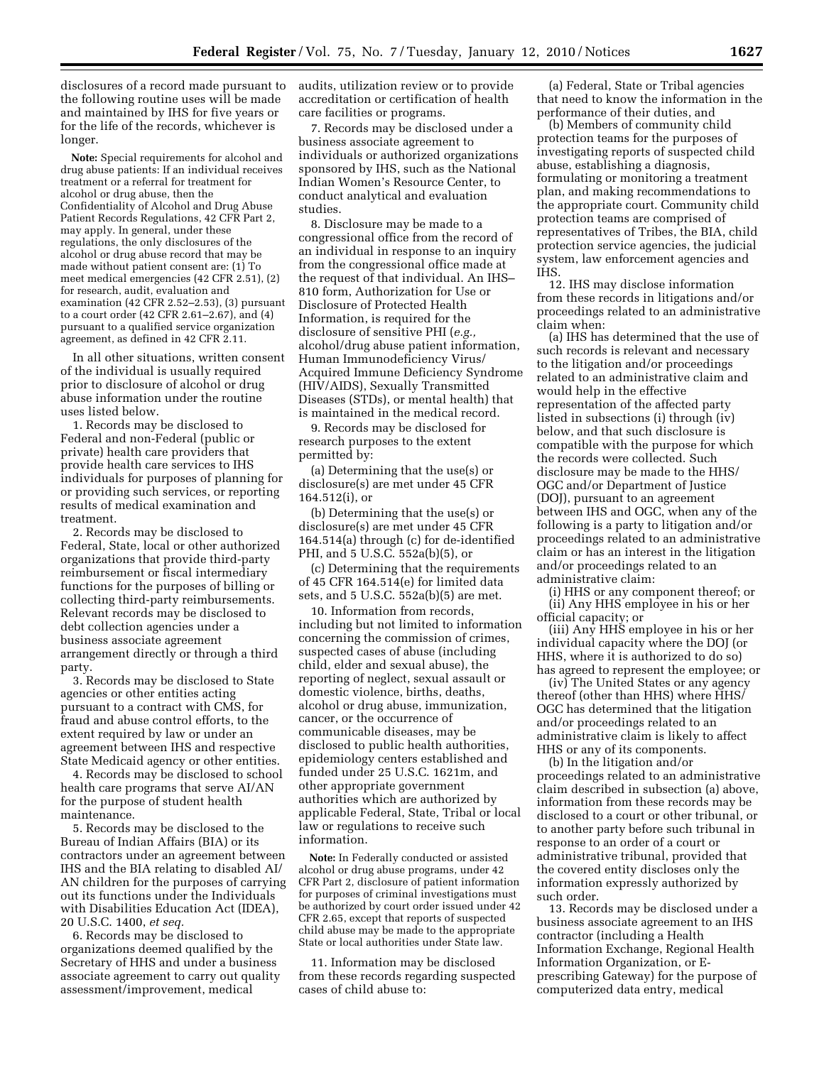disclosures of a record made pursuant to the following routine uses will be made and maintained by IHS for five years or for the life of the records, whichever is longer.

**Note:** Special requirements for alcohol and drug abuse patients: If an individual receives treatment or a referral for treatment for alcohol or drug abuse, then the Confidentiality of Alcohol and Drug Abuse Patient Records Regulations, 42 CFR Part 2, may apply. In general, under these regulations, the only disclosures of the alcohol or drug abuse record that may be made without patient consent are: (1) To meet medical emergencies (42 CFR 2.51), (2) for research, audit, evaluation and examination (42 CFR 2.52–2.53), (3) pursuant to a court order (42 CFR 2.61–2.67), and (4) pursuant to a qualified service organization agreement, as defined in 42 CFR 2.11.

In all other situations, written consent of the individual is usually required prior to disclosure of alcohol or drug abuse information under the routine uses listed below.

1. Records may be disclosed to Federal and non-Federal (public or private) health care providers that provide health care services to IHS individuals for purposes of planning for or providing such services, or reporting results of medical examination and treatment.

2. Records may be disclosed to Federal, State, local or other authorized organizations that provide third-party reimbursement or fiscal intermediary functions for the purposes of billing or collecting third-party reimbursements. Relevant records may be disclosed to debt collection agencies under a business associate agreement arrangement directly or through a third party.

3. Records may be disclosed to State agencies or other entities acting pursuant to a contract with CMS, for fraud and abuse control efforts, to the extent required by law or under an agreement between IHS and respective State Medicaid agency or other entities.

4. Records may be disclosed to school health care programs that serve AI/AN for the purpose of student health maintenance.

5. Records may be disclosed to the Bureau of Indian Affairs (BIA) or its contractors under an agreement between IHS and the BIA relating to disabled AI/AN children for the purposes of carrying out its functions under the Individuals with Disabilities Education Act (IDEA), 20 U.S.C. 1400, *et seq.*

6. Records may be disclosed to organizations deemed qualified by the Secretary of HHS and under a business associate agreement to carry out quality assessment/improvement, medical audits, utilization review or to provide accreditation or certification of health care facilities or programs.

7. Records may be disclosed under a business associate agreement to individuals or authorized organizations sponsored by IHS, such as the National Indian Women's Resource Center, to conduct analytical and evaluation studies.

8. Disclosure may be made to a congressional office from the record of an individual in response to an inquiry from the congressional office made at the request of that individual. An IHS–810 form, Authorization for Use or Disclosure of Protected Health Information, is required for the disclosure of sensitive PHI (*e.g.,* alcohol/drug abuse patient information, Human Immunodeficiency Virus/Acquired Immune Deficiency Syndrome (HIV/AIDS), Sexually Transmitted Diseases (STDs), or mental health) that is maintained in the medical record.

9. Records may be disclosed for research purposes to the extent permitted by:

(a) Determining that the use(s) or disclosure(s) are met under 45 CFR 164.512(i), or

(b) Determining that the use(s) or disclosure(s) are met under 45 CFR 164.514(a) through (c) for de-identified PHI, and 5 U.S.C. 552a(b)(5), or

(c) Determining that the requirements of 45 CFR 164.514(e) for limited data sets, and 5 U.S.C. 552a(b)(5) are met.

10. Information from records, including but not limited to information concerning the commission of crimes, suspected cases of abuse (including child, elder and sexual abuse), the reporting of neglect, sexual assault or domestic violence, births, deaths, alcohol or drug abuse, immunization, cancer, or the occurrence of communicable diseases, may be disclosed to public health authorities, epidemiology centers established and funded under 25 U.S.C. 1621m, and other appropriate government authorities which are authorized by applicable Federal, State, Tribal or local law or regulations to receive such information.

**Note:** In Federally conducted or assisted alcohol or drug abuse programs, under 42 CFR Part 2, disclosure of patient information for purposes of criminal investigations must be authorized by court order issued under 42 CFR 2.65, except that reports of suspected child abuse may be made to the appropriate State or local authorities under State law.

11. Information may be disclosed from these records regarding suspected cases of child abuse to:

(a) Federal, State or Tribal agencies that need to know the information in the performance of their duties, and

(b) Members of community child protection teams for the purposes of investigating reports of suspected child abuse, establishing a diagnosis, formulating or monitoring a treatment plan, and making recommendations to the appropriate court. Community child protection teams are comprised of representatives of Tribes, the BIA, child protection service agencies, the judicial system, law enforcement agencies and IHS.

12. IHS may disclose information from these records in litigations and/or proceedings related to an administrative claim when:

(a) IHS has determined that the use of such records is relevant and necessary to the litigation and/or proceedings related to an administrative claim and would help in the effective representation of the affected party listed in subsections (i) through (iv) below, and that such disclosure is compatible with the purpose for which the records were collected. Such disclosure may be made to the HHS/OGC and/or Department of Justice (DOJ), pursuant to an agreement between IHS and OGC, when any of the following is a party to litigation and/or proceedings related to an administrative claim or has an interest in the litigation and/or proceedings related to an administrative claim:

(i) HHS or any component thereof; or

(ii) Any HHS employee in his or her official capacity; or

(iii) Any HHS employee in his or her individual capacity where the DOJ (or HHS, where it is authorized to do so) has agreed to represent the employee; or

(iv) The United States or any agency thereof (other than HHS) where HHS/OGC has determined that the litigation and/or proceedings related to an administrative claim is likely to affect HHS or any of its components.

(b) In the litigation and/or proceedings related to an administrative claim described in subsection (a) above, information from these records may be disclosed to a court or other tribunal, or to another party before such tribunal in response to an order of a court or administrative tribunal, provided that the covered entity discloses only the information expressly authorized by such order.

13. Records may be disclosed under a business associate agreement to an IHS contractor (including a Health Information Exchange, Regional Health Information Organization, or E-prescribing Gateway) for the purpose of computerized data entry, medical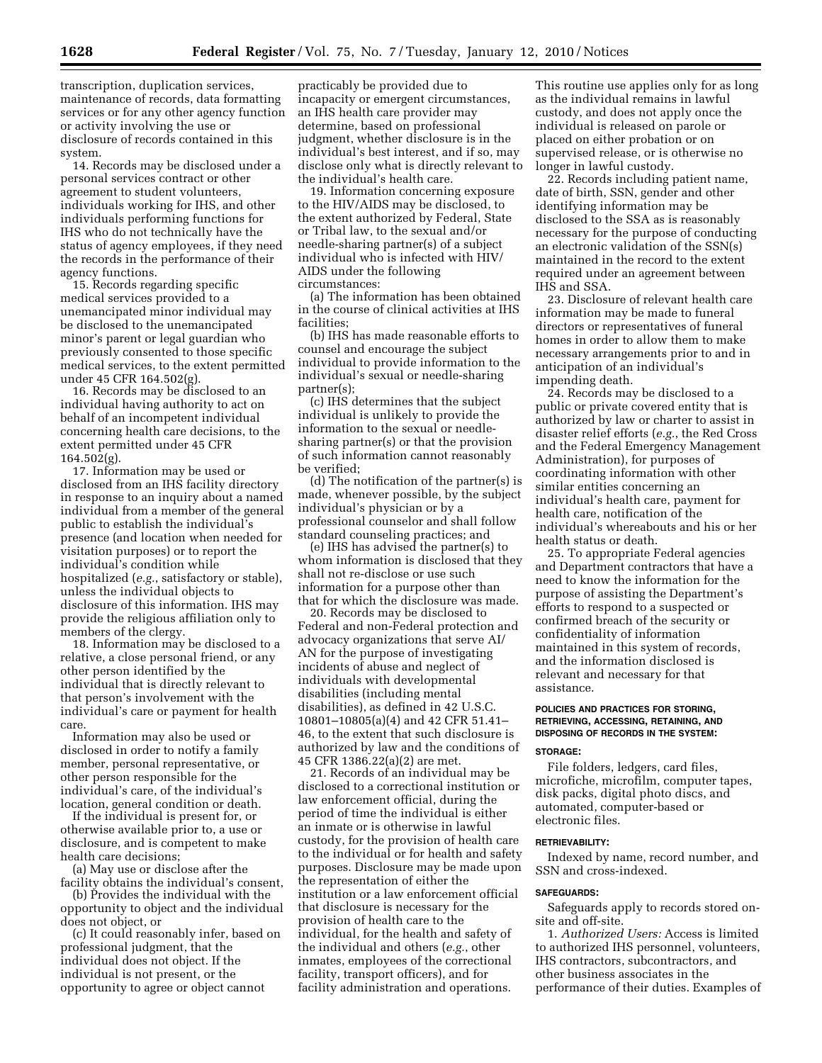transcription, duplication services, maintenance of records, data formatting services or for any other agency function or activity involving the use or disclosure of records contained in this system.

14. Records may be disclosed under a personal services contract or other agreement to student volunteers, individuals working for IHS, and other individuals performing functions for IHS who do not technically have the status of agency employees, if they need the records in the performance of their agency functions.

15. Records regarding specific medical services provided to a unemancipated minor individual may be disclosed to the unemancipated minor's parent or legal guardian who previously consented to those specific medical services, to the extent permitted under 45 CFR 164.502(g).

16. Records may be disclosed to an individual having authority to act on behalf of an incompetent individual concerning health care decisions, to the extent permitted under 45 CFR 164.502(g).

17. Information may be used or disclosed from an IHS facility directory in response to an inquiry about a named individual from a member of the general public to establish the individual's presence (and location when needed for visitation purposes) or to report the individual's condition while hospitalized (*e.g.*, satisfactory or stable), unless the individual objects to disclosure of this information. IHS may provide the religious affiliation only to members of the clergy.

18. Information may be disclosed to a relative, a close personal friend, or any other person identified by the individual that is directly relevant to that person's involvement with the individual's care or payment for health care.

Information may also be used or disclosed in order to notify a family member, personal representative, or other person responsible for the individual's care, of the individual's location, general condition or death.

If the individual is present for, or otherwise available prior to, a use or disclosure, and is competent to make health care decisions;

(a) May use or disclose after the facility obtains the individual's consent,

(b) Provides the individual with the opportunity to object and the individual does not object, or

(c) It could reasonably infer, based on professional judgment, that the individual does not object. If the individual is not present, or the opportunity to agree or object cannot practicably be provided due to incapacity or emergent circumstances, an IHS health care provider may determine, based on professional judgment, whether disclosure is in the individual's best interest, and if so, may disclose only what is directly relevant to the individual's health care.

19. Information concerning exposure to the HIV/AIDS may be disclosed, to the extent authorized by Federal, State or Tribal law, to the sexual and/or needle-sharing partner(s) of a subject individual who is infected with HIV/AIDS under the following circumstances:

(a) The information has been obtained in the course of clinical activities at IHS facilities;

(b) IHS has made reasonable efforts to counsel and encourage the subject individual to provide information to the individual's sexual or needle-sharing partner(s);

(c) IHS determines that the subject individual is unlikely to provide the information to the sexual or needle-sharing partner(s) or that the provision of such information cannot reasonably be verified;

(d) The notification of the partner(s) is made, whenever possible, by the subject individual's physician or by a professional counselor and shall follow standard counseling practices; and

(e) IHS has advised the partner(s) to whom information is disclosed that they shall not re-disclose or use such information for a purpose other than that for which the disclosure was made.

20. Records may be disclosed to Federal and non-Federal protection and advocacy organizations that serve AI/AN for the purpose of investigating incidents of abuse and neglect of individuals with developmental disabilities (including mental disabilities), as defined in 42 U.S.C. 10801–10805(a)(4) and 42 CFR 51.41–46, to the extent that such disclosure is authorized by law and the conditions of 45 CFR 1386.22(a)(2) are met.

21. Records of an individual may be disclosed to a correctional institution or law enforcement official, during the period of time the individual is either an inmate or is otherwise in lawful custody, for the provision of health care to the individual or for health and safety purposes. Disclosure may be made upon the representation of either the institution or a law enforcement official that disclosure is necessary for the provision of health care to the individual, for the health and safety of the individual and others (*e.g.*, other inmates, employees of the correctional facility, transport officers), and for facility administration and operations. This routine use applies only for as long as the individual remains in lawful custody, and does not apply once the individual is released on parole or placed on either probation or on supervised release, or is otherwise no longer in lawful custody.

22. Records including patient name, date of birth, SSN, gender and other identifying information may be disclosed to the SSA as is reasonably necessary for the purpose of conducting an electronic validation of the SSN(s) maintained in the record to the extent required under an agreement between IHS and SSA.

23. Disclosure of relevant health care information may be made to funeral directors or representatives of funeral homes in order to allow them to make necessary arrangements prior to and in anticipation of an individual's impending death.

24. Records may be disclosed to a public or private covered entity that is authorized by law or charter to assist in disaster relief efforts (*e.g.*, the Red Cross and the Federal Emergency Management Administration), for purposes of coordinating information with other similar entities concerning an individual's health care, payment for health care, notification of the individual's whereabouts and his or her health status or death.

25. To appropriate Federal agencies and Department contractors that have a need to know the information for the purpose of assisting the Department's efforts to respond to a suspected or confirmed breach of the security or confidentiality of information maintained in this system of records, and the information disclosed is relevant and necessary for that assistance.

**POLICIES AND PRACTICES FOR STORING, RETRIEVING, ACCESSING, RETAINING, AND DISPOSING OF RECORDS IN THE SYSTEM:**

**STORAGE:**

File folders, ledgers, card files, microfiche, microfilm, computer tapes, disk packs, digital photo discs, and automated, computer-based or electronic files.

**RETRIEVABILITY:**

Indexed by name, record number, and SSN and cross-indexed.

**SAFEGUARDS:**

Safeguards apply to records stored on-site and off-site.

1. *Authorized Users:* Access is limited to authorized IHS personnel, volunteers, IHS contractors, subcontractors, and other business associates in the performance of their duties. Examples of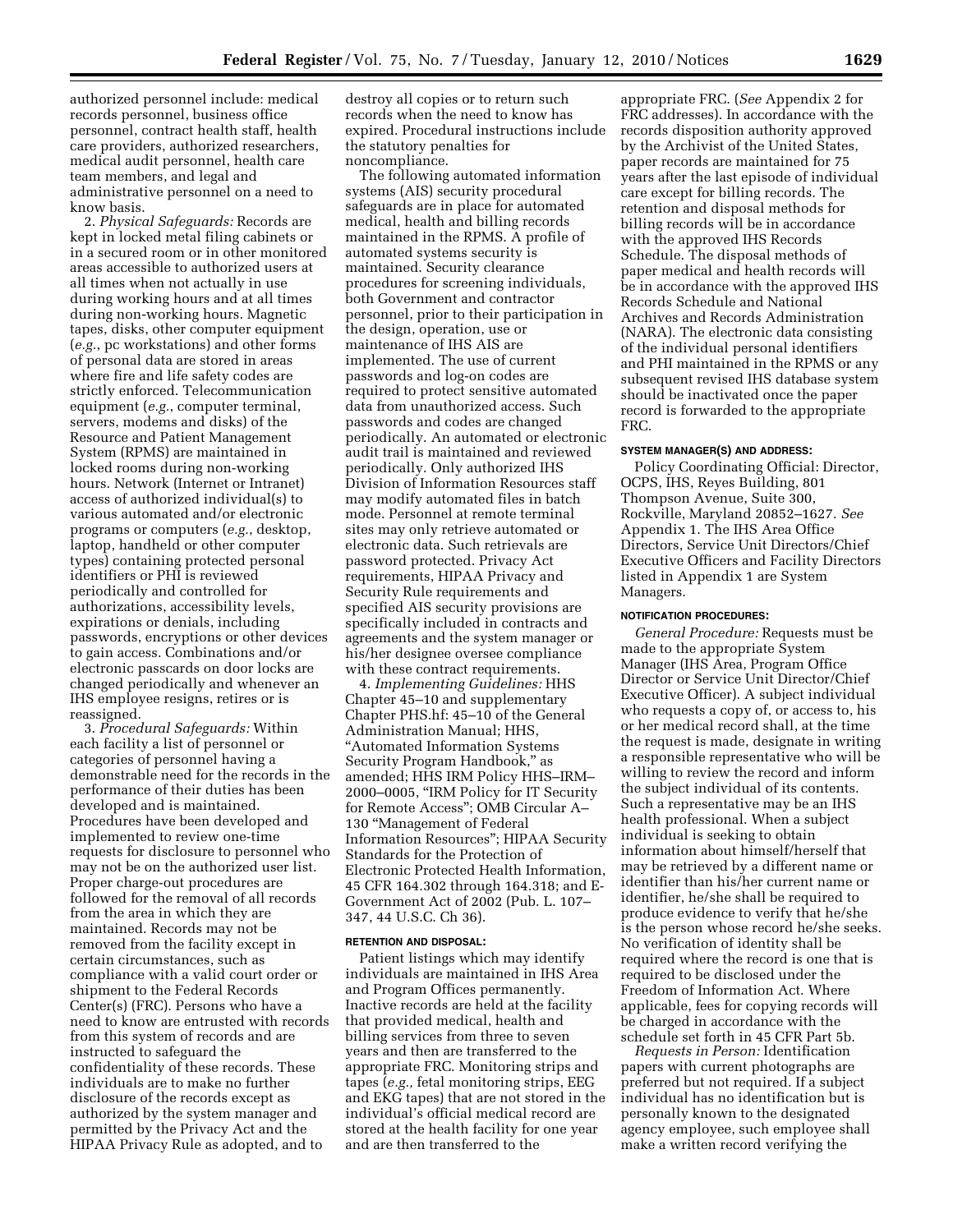authorized personnel include: medical records personnel, business office personnel, contract health staff, health care providers, authorized researchers, medical audit personnel, health care team members, and legal and administrative personnel on a need to know basis.

2. *Physical Safeguards:* Records are kept in locked metal filing cabinets or in a secured room or in other monitored areas accessible to authorized users at all times when not actually in use during working hours and at all times during non-working hours. Magnetic tapes, disks, other computer equipment (*e.g.*, pc workstations) and other forms of personal data are stored in areas where fire and life safety codes are strictly enforced. Telecommunication equipment (*e.g.*, computer terminal, servers, modems and disks) of the Resource and Patient Management System (RPMS) are maintained in locked rooms during non-working hours. Network (Internet or Intranet) access of authorized individual(s) to various automated and/or electronic programs or computers (*e.g.*, desktop, laptop, handheld or other computer types) containing protected personal identifiers or PHI is reviewed periodically and controlled for authorizations, accessibility levels, expirations or denials, including passwords, encryptions or other devices to gain access. Combinations and/or electronic passcards on door locks are changed periodically and whenever an IHS employee resigns, retires or is reassigned.

3. *Procedural Safeguards:* Within each facility a list of personnel or categories of personnel having a demonstrable need for the records in the performance of their duties has been developed and is maintained. Procedures have been developed and implemented to review one-time requests for disclosure to personnel who may not be on the authorized user list. Proper charge-out procedures are followed for the removal of all records from the area in which they are maintained. Records may not be removed from the facility except in certain circumstances, such as compliance with a valid court order or shipment to the Federal Records Center(s) (FRC). Persons who have a need to know are entrusted with records from this system of records and are instructed to safeguard the confidentiality of these records. These individuals are to make no further disclosure of the records except as authorized by the system manager and permitted by the Privacy Act and the HIPAA Privacy Rule as adopted, and to destroy all copies or to return such records when the need to know has expired. Procedural instructions include the statutory penalties for noncompliance.

The following automated information systems (AIS) security procedural safeguards are in place for automated medical, health and billing records maintained in the RPMS. A profile of automated systems security is maintained. Security clearance procedures for screening individuals, both Government and contractor personnel, prior to their participation in the design, operation, use or maintenance of IHS AIS are implemented. The use of current passwords and log-on codes are required to protect sensitive automated data from unauthorized access. Such passwords and codes are changed periodically. An automated or electronic audit trail is maintained and reviewed periodically. Only authorized IHS Division of Information Resources staff may modify automated files in batch mode. Personnel at remote terminal sites may only retrieve automated or electronic data. Such retrievals are password protected. Privacy Act requirements, HIPAA Privacy and Security Rule requirements and specified AIS security provisions are specifically included in contracts and agreements and the system manager or his/her designee oversee compliance with these contract requirements.

4. *Implementing Guidelines:* HHS Chapter 45–10 and supplementary Chapter PHS.hf: 45–10 of the General Administration Manual; HHS, "Automated Information Systems Security Program Handbook," as amended; HHS IRM Policy HHS–IRM–2000–0005, "IRM Policy for IT Security for Remote Access"; OMB Circular A–130 "Management of Federal Information Resources"; HIPAA Security Standards for the Protection of Electronic Protected Health Information, 45 CFR 164.302 through 164.318; and E-Government Act of 2002 (Pub. L. 107–347, 44 U.S.C. Ch 36).

**RETENTION AND DISPOSAL:**

Patient listings which may identify individuals are maintained in IHS Area and Program Offices permanently. Inactive records are held at the facility that provided medical, health and billing services from three to seven years and then are transferred to the appropriate FRC. Monitoring strips and tapes (*e.g.,* fetal monitoring strips, EEG and EKG tapes) that are not stored in the individual's official medical record are stored at the health facility for one year and are then transferred to the appropriate FRC. (*See* Appendix 2 for FRC addresses). In accordance with the records disposition authority approved by the Archivist of the United States, paper records are maintained for 75 years after the last episode of individual care except for billing records. The retention and disposal methods for billing records will be in accordance with the approved IHS Records Schedule. The disposal methods of paper medical and health records will be in accordance with the approved IHS Records Schedule and National Archives and Records Administration (NARA). The electronic data consisting of the individual personal identifiers and PHI maintained in the RPMS or any subsequent revised IHS database system should be inactivated once the paper record is forwarded to the appropriate FRC.

**SYSTEM MANAGER(S) AND ADDRESS:**

Policy Coordinating Official: Director, OCPS, IHS, Reyes Building, 801 Thompson Avenue, Suite 300, Rockville, Maryland 20852–1627. *See* Appendix 1. The IHS Area Office Directors, Service Unit Directors/Chief Executive Officers and Facility Directors listed in Appendix 1 are System Managers.

**NOTIFICATION PROCEDURES:**

*General Procedure:* Requests must be made to the appropriate System Manager (IHS Area, Program Office Director or Service Unit Director/Chief Executive Officer). A subject individual who requests a copy of, or access to, his or her medical record shall, at the time the request is made, designate in writing a responsible representative who will be willing to review the record and inform the subject individual of its contents. Such a representative may be an IHS health professional. When a subject individual is seeking to obtain information about himself/herself that may be retrieved by a different name or identifier than his/her current name or identifier, he/she shall be required to produce evidence to verify that he/she is the person whose record he/she seeks. No verification of identity shall be required where the record is one that is required to be disclosed under the Freedom of Information Act. Where applicable, fees for copying records will be charged in accordance with the schedule set forth in 45 CFR Part 5b.

*Requests in Person:* Identification papers with current photographs are preferred but not required. If a subject individual has no identification but is personally known to the designated agency employee, such employee shall make a written record verifying the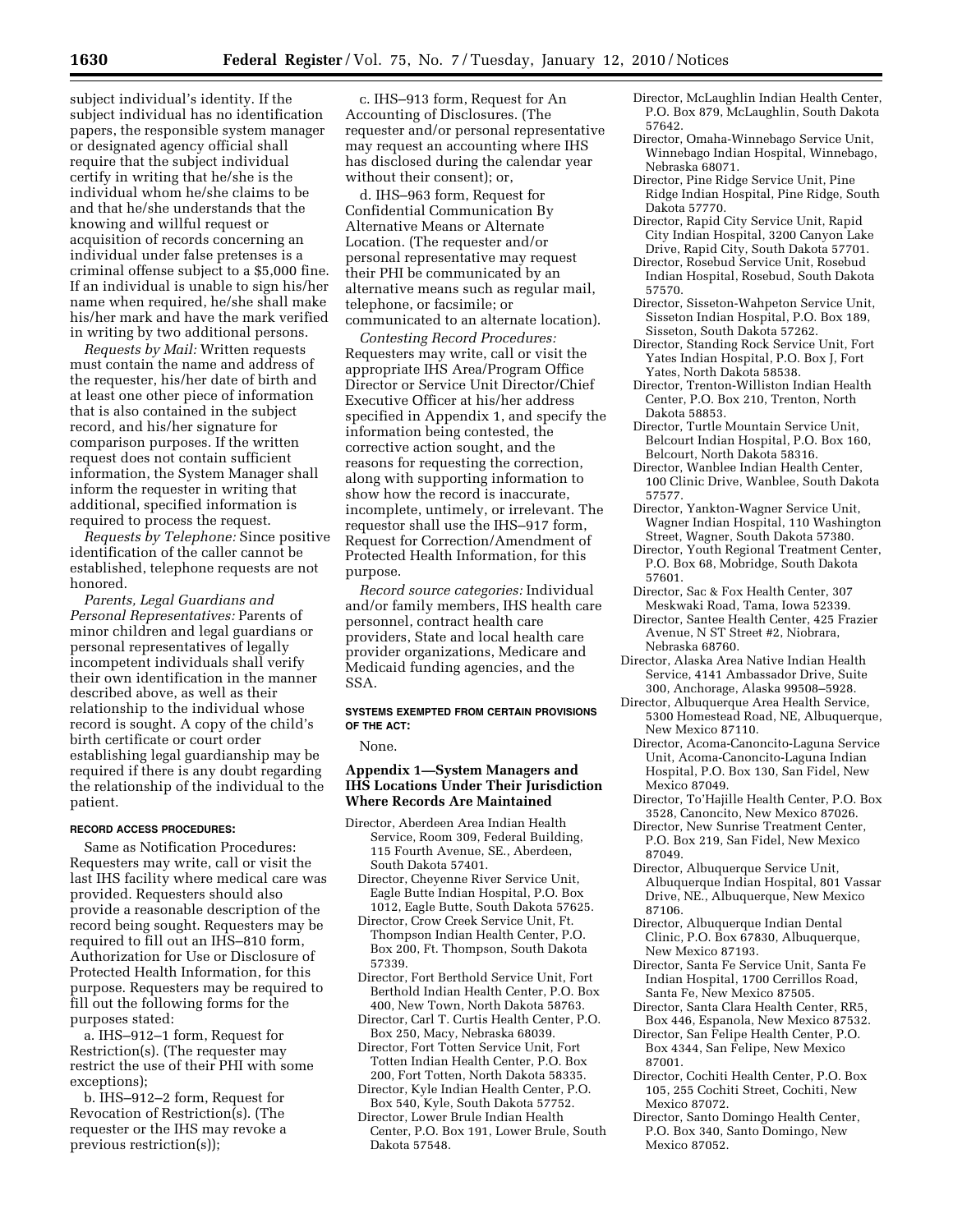subject individual's identity. If the subject individual has no identification papers, the responsible system manager or designated agency official shall require that the subject individual certify in writing that he/she is the individual whom he/she claims to be and that he/she understands that the knowing and willful request or acquisition of records concerning an individual under false pretenses is a criminal offense subject to a $5,000 fine. If an individual is unable to sign his/her name when required, he/she shall make his/her mark and have the mark verified in writing by two additional persons.

*Requests by Mail:* Written requests must contain the name and address of the requester, his/her date of birth and at least one other piece of information that is also contained in the subject record, and his/her signature for comparison purposes. If the written request does not contain sufficient information, the System Manager shall inform the requester in writing that additional, specified information is required to process the request.

*Requests by Telephone:* Since positive identification of the caller cannot be established, telephone requests are not honored.

*Parents, Legal Guardians and Personal Representatives:* Parents of minor children and legal guardians or personal representatives of legally incompetent individuals shall verify their own identification in the manner described above, as well as their relationship to the individual whose record is sought. A copy of the child's birth certificate or court order establishing legal guardianship may be required if there is any doubt regarding the relationship of the individual to the patient.

**RECORD ACCESS PROCEDURES:**

Same as Notification Procedures: Requesters may write, call or visit the last IHS facility where medical care was provided. Requesters should also provide a reasonable description of the record being sought. Requesters may be required to fill out an IHS–810 form, Authorization for Use or Disclosure of Protected Health Information, for this purpose. Requesters may be required to fill out the following forms for the purposes stated:

a. IHS–912–1 form, Request for Restriction(s). (The requester may restrict the use of their PHI with some exceptions);

b. IHS–912–2 form, Request for Revocation of Restriction(s). (The requester or the IHS may revoke a previous restriction(s));

c. IHS–913 form, Request for An Accounting of Disclosures. (The requester and/or personal representative may request an accounting where IHS has disclosed during the calendar year without their consent); or,

d. IHS–963 form, Request for Confidential Communication By Alternative Means or Alternate Location. (The requester and/or personal representative may request their PHI be communicated by an alternative means such as regular mail, telephone, or facsimile; or communicated to an alternate location).

*Contesting Record Procedures:* Requesters may write, call or visit the appropriate IHS Area/Program Office Director or Service Unit Director/Chief Executive Officer at his/her address specified in Appendix 1, and specify the information being contested, the corrective action sought, and the reasons for requesting the correction, along with supporting information to show how the record is inaccurate, incomplete, untimely, or irrelevant. The requestor shall use the IHS–917 form, Request for Correction/Amendment of Protected Health Information, for this purpose.

*Record source categories:* Individual and/or family members, IHS health care personnel, contract health care providers, State and local health care provider organizations, Medicare and Medicaid funding agencies, and the SSA.

**SYSTEMS EXEMPTED FROM CERTAIN PROVISIONS OF THE ACT:**

None.

## Appendix 1—System Managers and IHS Locations Under Their Jurisdiction Where Records Are Maintained

Director, Aberdeen Area Indian Health Service, Room 309, Federal Building, 115 Fourth Avenue, SE., Aberdeen, South Dakota 57401.

- Director, Cheyenne River Service Unit, Eagle Butte Indian Hospital, P.O. Box 1012, Eagle Butte, South Dakota 57625.
- Director, Crow Creek Service Unit, Ft. Thompson Indian Health Center, P.O. Box 200, Ft. Thompson, South Dakota 57339.
- Director, Fort Berthold Service Unit, Fort Berthold Indian Health Center, P.O. Box 400, New Town, North Dakota 58763.
- Director, Carl T. Curtis Health Center, P.O. Box 250, Macy, Nebraska 68039.
- Director, Fort Totten Service Unit, Fort Totten Indian Health Center, P.O. Box 200, Fort Totten, North Dakota 58335.
- Director, Kyle Indian Health Center, P.O. Box 540, Kyle, South Dakota 57752.
- Director, Lower Brule Indian Health Center, P.O. Box 191, Lower Brule, South Dakota 57548.
- Director, McLaughlin Indian Health Center, P.O. Box 879, McLaughlin, South Dakota 57642.
- Director, Omaha-Winnebago Service Unit, Winnebago Indian Hospital, Winnebago, Nebraska 68071.
- Director, Pine Ridge Service Unit, Pine Ridge Indian Hospital, Pine Ridge, South Dakota 57770.
- Director, Rapid City Service Unit, Rapid City Indian Hospital, 3200 Canyon Lake Drive, Rapid City, South Dakota 57701.
- Director, Rosebud Service Unit, Rosebud Indian Hospital, Rosebud, South Dakota 57570.
- Director, Sisseton-Wahpeton Service Unit, Sisseton Indian Hospital, P.O. Box 189, Sisseton, South Dakota 57262.
- Director, Standing Rock Service Unit, Fort Yates Indian Hospital, P.O. Box J, Fort Yates, North Dakota 58538.
- Director, Trenton-Williston Indian Health Center, P.O. Box 210, Trenton, North Dakota 58853.
- Director, Turtle Mountain Service Unit, Belcourt Indian Hospital, P.O. Box 160, Belcourt, North Dakota 58316.
- Director, Wanblee Indian Health Center, 100 Clinic Drive, Wanblee, South Dakota 57577.
- Director, Yankton-Wagner Service Unit, Wagner Indian Hospital, 110 Washington Street, Wagner, South Dakota 57380.
- Director, Youth Regional Treatment Center, P.O. Box 68, Mobridge, South Dakota 57601.
- Director, Sac & Fox Health Center, 307 Meskwaki Road, Tama, Iowa 52339.
- Director, Santee Health Center, 425 Frazier Avenue, N ST Street #2, Niobrara, Nebraska 68760.

Director, Alaska Area Native Indian Health Service, 4141 Ambassador Drive, Suite 300, Anchorage, Alaska 99508–5928.

Director, Albuquerque Area Health Service, 5300 Homestead Road, NE, Albuquerque, New Mexico 87110.

- Director, Acoma-Canoncito-Laguna Service Unit, Acoma-Canoncito-Laguna Indian Hospital, P.O. Box 130, San Fidel, New Mexico 87049.
- Director, To'Hajille Health Center, P.O. Box 3528, Canoncito, New Mexico 87026.
- Director, New Sunrise Treatment Center, P.O. Box 219, San Fidel, New Mexico 87049.
- Director, Albuquerque Service Unit, Albuquerque Indian Hospital, 801 Vassar Drive, NE., Albuquerque, New Mexico 87106.
- Director, Albuquerque Indian Dental Clinic, P.O. Box 67830, Albuquerque, New Mexico 87193.
- Director, Santa Fe Service Unit, Santa Fe Indian Hospital, 1700 Cerrillos Road, Santa Fe, New Mexico 87505.
- Director, Santa Clara Health Center, RR5, Box 446, Espanola, New Mexico 87532.
- Director, San Felipe Health Center, P.O. Box 4344, San Felipe, New Mexico 87001.
- Director, Cochiti Health Center, P.O. Box 105, 255 Cochiti Street, Cochiti, New Mexico 87072.
- Director, Santo Domingo Health Center, P.O. Box 340, Santo Domingo, New Mexico 87052.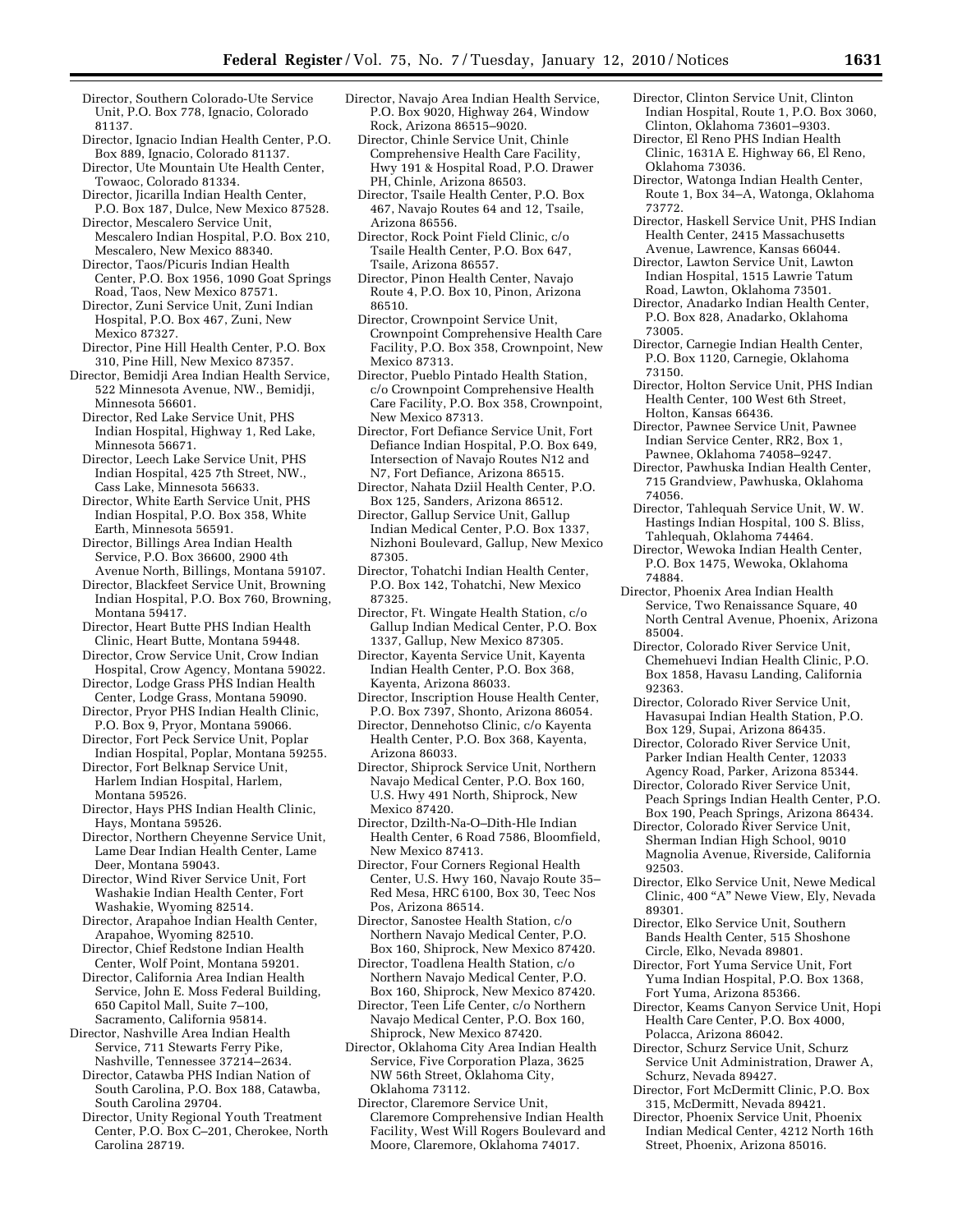Director, Southern Colorado-Ute Service Unit, P.O. Box 778, Ignacio, Colorado 81137.

Director, Ignacio Indian Health Center, P.O. Box 889, Ignacio, Colorado 81137.

Director, Ute Mountain Ute Health Center, Towaoc, Colorado 81334.

Director, Jicarilla Indian Health Center, P.O. Box 187, Dulce, New Mexico 87528.

Director, Mescalero Service Unit, Mescalero Indian Hospital, P.O. Box 210, Mescalero, New Mexico 88340.

Director, Taos/Picuris Indian Health Center, P.O. Box 1956, 1090 Goat Springs Road, Taos, New Mexico 87571.

Director, Zuni Service Unit, Zuni Indian Hospital, P.O. Box 467, Zuni, New Mexico 87327.

Director, Pine Hill Health Center, P.O. Box 310, Pine Hill, New Mexico 87357.

Director, Bemidji Area Indian Health Service, 522 Minnesota Avenue, NW., Bemidji, Minnesota 56601.

Director, Red Lake Service Unit, PHS Indian Hospital, Highway 1, Red Lake, Minnesota 56671.

Director, Leech Lake Service Unit, PHS Indian Hospital, 425 7th Street, NW., Cass Lake, Minnesota 56633.

Director, White Earth Service Unit, PHS Indian Hospital, P.O. Box 358, White Earth, Minnesota 56591.

Director, Billings Area Indian Health Service, P.O. Box 36600, 2900 4th Avenue North, Billings, Montana 59107.

Director, Blackfeet Service Unit, Browning Indian Hospital, P.O. Box 760, Browning, Montana 59417.

Director, Heart Butte PHS Indian Health Clinic, Heart Butte, Montana 59448.

Director, Crow Service Unit, Crow Indian Hospital, Crow Agency, Montana 59022.

Director, Lodge Grass PHS Indian Health Center, Lodge Grass, Montana 59090.

Director, Pryor PHS Indian Health Clinic, P.O. Box 9, Pryor, Montana 59066.

Director, Fort Peck Service Unit, Poplar Indian Hospital, Poplar, Montana 59255.

Director, Fort Belknap Service Unit, Harlem Indian Hospital, Harlem, Montana 59526.

Director, Hays PHS Indian Health Clinic, Hays, Montana 59526.

Director, Northern Cheyenne Service Unit, Lame Dear Indian Health Center, Lame Deer, Montana 59043.

Director, Wind River Service Unit, Fort Washakie Indian Health Center, Fort Washakie, Wyoming 82514.

Director, Arapahoe Indian Health Center, Arapahoe, Wyoming 82510.

Director, Chief Redstone Indian Health Center, Wolf Point, Montana 59201.

Director, California Area Indian Health Service, John E. Moss Federal Building, 650 Capitol Mall, Suite 7–100, Sacramento, California 95814.

Director, Nashville Area Indian Health Service, 711 Stewarts Ferry Pike, Nashville, Tennessee 37214–2634.

Director, Catawba PHS Indian Nation of South Carolina, P.O. Box 188, Catawba, South Carolina 29704.

Director, Unity Regional Youth Treatment Center, P.O. Box C–201, Cherokee, North Carolina 28719.

Director, Navajo Area Indian Health Service, P.O. Box 9020, Highway 264, Window Rock, Arizona 86515–9020.

Director, Chinle Service Unit, Chinle Comprehensive Health Care Facility, Hwy 191 & Hospital Road, P.O. Drawer PH, Chinle, Arizona 86503.

Director, Tsaile Health Center, P.O. Box 467, Navajo Routes 64 and 12, Tsaile, Arizona 86556.

Director, Rock Point Field Clinic, c/o Tsaile Health Center, P.O. Box 647, Tsaile, Arizona 86557.

Director, Pinon Health Center, Navajo Route 4, P.O. Box 10, Pinon, Arizona 86510.

Director, Crownpoint Service Unit, Crownpoint Comprehensive Health Care Facility, P.O. Box 358, Crownpoint, New Mexico 87313.

Director, Pueblo Pintado Health Station, c/o Crownpoint Comprehensive Health Care Facility, P.O. Box 358, Crownpoint, New Mexico 87313.

Director, Fort Defiance Service Unit, Fort Defiance Indian Hospital, P.O. Box 649, Intersection of Navajo Routes N12 and N7, Fort Defiance, Arizona 86515.

Director, Nahata Dziil Health Center, P.O. Box 125, Sanders, Arizona 86512.

Director, Gallup Service Unit, Gallup Indian Medical Center, P.O. Box 1337, Nizhoni Boulevard, Gallup, New Mexico 87305.

Director, Tohatchi Indian Health Center, P.O. Box 142, Tohatchi, New Mexico 87325.

Director, Ft. Wingate Health Station, c/o Gallup Indian Medical Center, P.O. Box 1337, Gallup, New Mexico 87305.

Director, Kayenta Service Unit, Kayenta Indian Health Center, P.O. Box 368, Kayenta, Arizona 86033.

Director, Inscription House Health Center, P.O. Box 7397, Shonto, Arizona 86054.

Director, Dennehotso Clinic, c/o Kayenta Health Center, P.O. Box 368, Kayenta, Arizona 86033.

Director, Shiprock Service Unit, Northern Navajo Medical Center, P.O. Box 160, U.S. Hwy 491 North, Shiprock, New Mexico 87420.

Director, Dzilth-Na-O–Dith-Hle Indian Health Center, 6 Road 7586, Bloomfield, New Mexico 87413.

Director, Four Corners Regional Health Center, U.S. Hwy 160, Navajo Route 35–Red Mesa, HRC 6100, Box 30, Teec Nos Pos, Arizona 86514.

Director, Sanostee Health Station, c/o Northern Navajo Medical Center, P.O. Box 160, Shiprock, New Mexico 87420.

Director, Toadlena Health Station, c/o Northern Navajo Medical Center, P.O. Box 160, Shiprock, New Mexico 87420.

Director, Teen Life Center, c/o Northern Navajo Medical Center, P.O. Box 160, Shiprock, New Mexico 87420.

Director, Oklahoma City Area Indian Health Service, Five Corporation Plaza, 3625 NW 56th Street, Oklahoma City, Oklahoma 73112.

Director, Claremore Service Unit, Claremore Comprehensive Indian Health Facility, West Will Rogers Boulevard and Moore, Claremore, Oklahoma 74017.

Director, Clinton Service Unit, Clinton Indian Hospital, Route 1, P.O. Box 3060, Clinton, Oklahoma 73601–9303.

Director, El Reno PHS Indian Health Clinic, 1631A E. Highway 66, El Reno, Oklahoma 73036.

Director, Watonga Indian Health Center, Route 1, Box 34–A, Watonga, Oklahoma 73772.

Director, Haskell Service Unit, PHS Indian Health Center, 2415 Massachusetts Avenue, Lawrence, Kansas 66044.

Director, Lawton Service Unit, Lawton Indian Hospital, 1515 Lawrie Tatum Road, Lawton, Oklahoma 73501.

Director, Anadarko Indian Health Center, P.O. Box 828, Anadarko, Oklahoma 73005.

Director, Carnegie Indian Health Center, P.O. Box 1120, Carnegie, Oklahoma 73150.

Director, Holton Service Unit, PHS Indian Health Center, 100 West 6th Street, Holton, Kansas 66436.

Director, Pawnee Service Unit, Pawnee Indian Service Center, RR2, Box 1, Pawnee, Oklahoma 74058–9247.

Director, Pawhuska Indian Health Center, 715 Grandview, Pawhuska, Oklahoma 74056.

Director, Tahlequah Service Unit, W. W. Hastings Indian Hospital, 100 S. Bliss, Tahlequah, Oklahoma 74464.

Director, Wewoka Indian Health Center, P.O. Box 1475, Wewoka, Oklahoma 74884.

Director, Phoenix Area Indian Health Service, Two Renaissance Square, 40 North Central Avenue, Phoenix, Arizona 85004.

Director, Colorado River Service Unit, Chemehuevi Indian Health Clinic, P.O. Box 1858, Havasu Landing, California 92363.

Director, Colorado River Service Unit, Havasupai Indian Health Station, P.O. Box 129, Supai, Arizona 86435.

Director, Colorado River Service Unit, Parker Indian Health Center, 12033 Agency Road, Parker, Arizona 85344.

Director, Colorado River Service Unit, Peach Springs Indian Health Center, P.O. Box 190, Peach Springs, Arizona 86434.

Director, Colorado River Service Unit, Sherman Indian High School, 9010 Magnolia Avenue, Riverside, California 92503.

Director, Elko Service Unit, Newe Medical Clinic, 400 "A" Newe View, Ely, Nevada 89301.

Director, Elko Service Unit, Southern Bands Health Center, 515 Shoshone Circle, Elko, Nevada 89801.

Director, Fort Yuma Service Unit, Fort Yuma Indian Hospital, P.O. Box 1368, Fort Yuma, Arizona 85366.

Director, Keams Canyon Service Unit, Hopi Health Care Center, P.O. Box 4000, Polacca, Arizona 86042.

Director, Schurz Service Unit, Schurz Service Unit Administration, Drawer A, Schurz, Nevada 89427.

Director, Fort McDermitt Clinic, P.O. Box 315, McDermitt, Nevada 89421.

Director, Phoenix Service Unit, Phoenix Indian Medical Center, 4212 North 16th Street, Phoenix, Arizona 85016.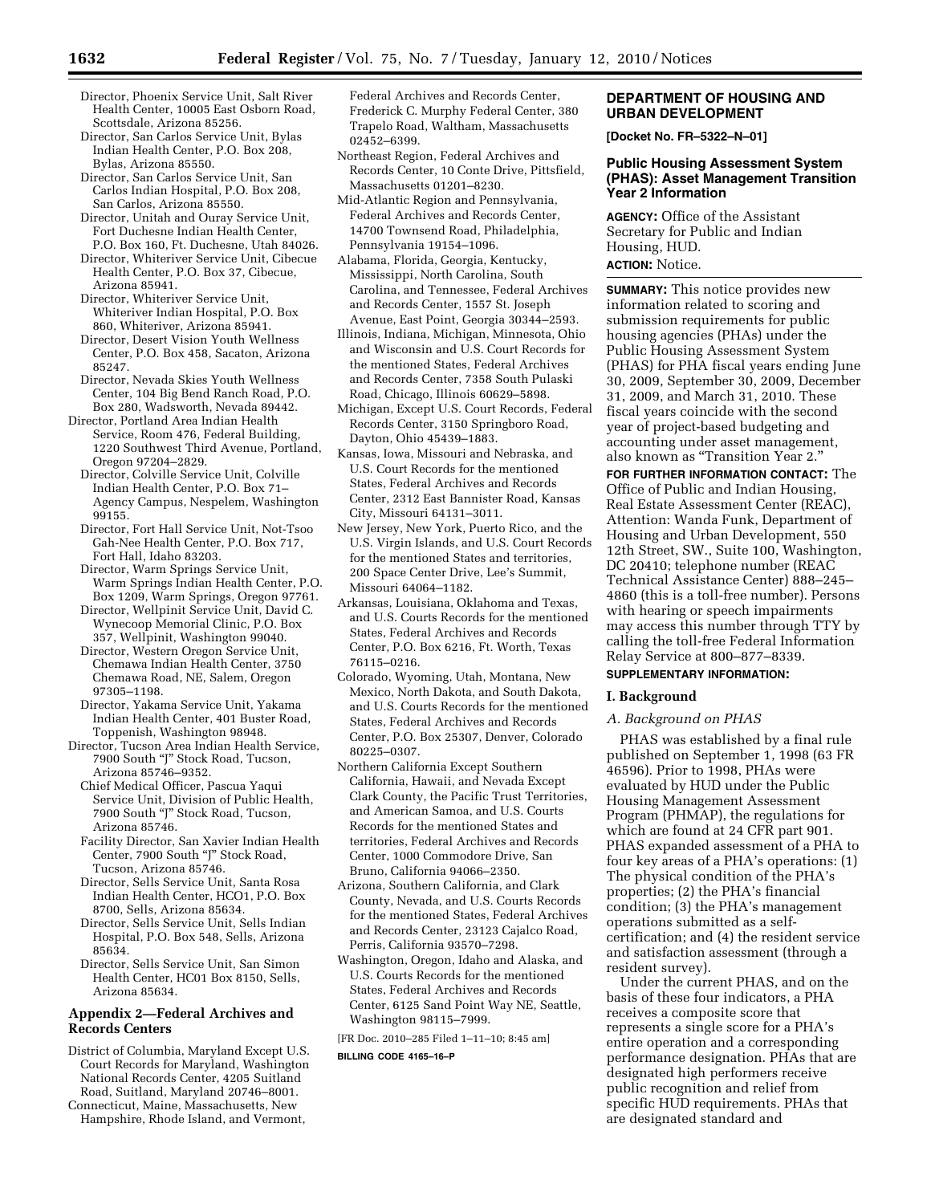Director, Phoenix Service Unit, Salt River Health Center, 10005 East Osborn Road, Scottsdale, Arizona 85256.

Director, San Carlos Service Unit, Bylas Indian Health Center, P.O. Box 208, Bylas, Arizona 85550.

Director, San Carlos Service Unit, San Carlos Indian Hospital, P.O. Box 208, San Carlos, Arizona 85550.

Director, Unitah and Ouray Service Unit, Fort Duchesne Indian Health Center, P.O. Box 160, Ft. Duchesne, Utah 84026.

Director, Whiteriver Service Unit, Cibecue Health Center, P.O. Box 37, Cibecue, Arizona 85941.

Director, Whiteriver Service Unit, Whiteriver Indian Hospital, P.O. Box 860, Whiteriver, Arizona 85941.

Director, Desert Vision Youth Wellness Center, P.O. Box 458, Sacaton, Arizona 85247.

Director, Nevada Skies Youth Wellness Center, 104 Big Bend Ranch Road, P.O. Box 280, Wadsworth, Nevada 89442.

Director, Portland Area Indian Health Service, Room 476, Federal Building, 1220 Southwest Third Avenue, Portland, Oregon 97204–2829.

Director, Colville Service Unit, Colville Indian Health Center, P.O. Box 71–Agency Campus, Nespelem, Washington 99155.

Director, Fort Hall Service Unit, Not-Tsoo Gah-Nee Health Center, P.O. Box 717, Fort Hall, Idaho 83203.

Director, Warm Springs Service Unit, Warm Springs Indian Health Center, P.O. Box 1209, Warm Springs, Oregon 97761.

Director, Wellpinit Service Unit, David C. Wynecoop Memorial Clinic, P.O. Box 357, Wellpinit, Washington 99040.

Director, Western Oregon Service Unit, Chemawa Indian Health Center, 3750 Chemawa Road, NE, Salem, Oregon 97305–1198.

Director, Yakama Service Unit, Yakama Indian Health Center, 401 Buster Road, Toppenish, Washington 98948.

Director, Tucson Area Indian Health Service, 7900 South "J" Stock Road, Tucson, Arizona 85746–9352.

Chief Medical Officer, Pascua Yaqui Service Unit, Division of Public Health, 7900 South "J" Stock Road, Tucson, Arizona 85746.

Facility Director, San Xavier Indian Health Center, 7900 South "J" Stock Road, Tucson, Arizona 85746.

Director, Sells Service Unit, Santa Rosa Indian Health Center, HCO1, P.O. Box 8700, Sells, Arizona 85634.

Director, Sells Service Unit, Sells Indian Hospital, P.O. Box 548, Sells, Arizona 85634.

Director, Sells Service Unit, San Simon Health Center, HC01 Box 8150, Sells, Arizona 85634.

## Appendix 2—Federal Archives and Records Centers

District of Columbia, Maryland Except U.S. Court Records for Maryland, Washington National Records Center, 4205 Suitland Road, Suitland, Maryland 20746–8001.

Connecticut, Maine, Massachusetts, New Hampshire, Rhode Island, and Vermont, Federal Archives and Records Center, Frederick C. Murphy Federal Center, 380 Trapelo Road, Waltham, Massachusetts 02452–6399.

Northeast Region, Federal Archives and Records Center, 10 Conte Drive, Pittsfield, Massachusetts 01201–8230.

Mid-Atlantic Region and Pennsylvania, Federal Archives and Records Center, 14700 Townsend Road, Philadelphia, Pennsylvania 19154–1096.

Alabama, Florida, Georgia, Kentucky, Mississippi, North Carolina, South Carolina, and Tennessee, Federal Archives and Records Center, 1557 St. Joseph Avenue, East Point, Georgia 30344–2593.

Illinois, Indiana, Michigan, Minnesota, Ohio and Wisconsin and U.S. Court Records for the mentioned States, Federal Archives and Records Center, 7358 South Pulaski Road, Chicago, Illinois 60629–5898.

Michigan, Except U.S. Court Records, Federal Records Center, 3150 Springboro Road, Dayton, Ohio 45439–1883.

Kansas, Iowa, Missouri and Nebraska, and U.S. Court Records for the mentioned States, Federal Archives and Records Center, 2312 East Bannister Road, Kansas City, Missouri 64131–3011.

New Jersey, New York, Puerto Rico, and the U.S. Virgin Islands, and U.S. Court Records for the mentioned States and territories, 200 Space Center Drive, Lee's Summit, Missouri 64064–1182.

Arkansas, Louisiana, Oklahoma and Texas, and U.S. Courts Records for the mentioned States, Federal Archives and Records Center, P.O. Box 6216, Ft. Worth, Texas 76115–0216.

Colorado, Wyoming, Utah, Montana, New Mexico, North Dakota, and South Dakota, and U.S. Courts Records for the mentioned States, Federal Archives and Records Center, P.O. Box 25307, Denver, Colorado 80225–0307.

Northern California Except Southern California, Hawaii, and Nevada Except Clark County, the Pacific Trust Territories, and American Samoa, and U.S. Courts Records for the mentioned States and territories, Federal Archives and Records Center, 1000 Commodore Drive, San Bruno, California 94066–2350.

Arizona, Southern California, and Clark County, Nevada, and U.S. Courts Records for the mentioned States, Federal Archives and Records Center, 23123 Cajalco Road, Perris, California 93570–7298.

Washington, Oregon, Idaho and Alaska, and U.S. Courts Records for the mentioned States, Federal Archives and Records Center, 6125 Sand Point Way NE, Seattle, Washington 98115–7999.

[FR Doc. 2010–285 Filed 1–11–10; 8:45 am]

**BILLING CODE 4165–16–P**

## DEPARTMENT OF HOUSING AND URBAN DEVELOPMENT

**[Docket No. FR–5322–N–01]**

### Public Housing Assessment System (PHAS): Asset Management Transition Year 2 Information

**AGENCY:** Office of the Assistant Secretary for Public and Indian Housing, HUD.

**ACTION:** Notice.

**SUMMARY:** This notice provides new information related to scoring and submission requirements for public housing agencies (PHAs) under the Public Housing Assessment System (PHAS) for PHA fiscal years ending June 30, 2009, September 30, 2009, December 31, 2009, and March 31, 2010. These fiscal years coincide with the second year of project-based budgeting and accounting under asset management, also known as "Transition Year 2."

**FOR FURTHER INFORMATION CONTACT:** The Office of Public and Indian Housing, Real Estate Assessment Center (REAC), Attention: Wanda Funk, Department of Housing and Urban Development, 550 12th Street, SW., Suite 100, Washington, DC 20410; telephone number (REAC Technical Assistance Center) 888–245–4860 (this is a toll-free number). Persons with hearing or speech impairments may access this number through TTY by calling the toll-free Federal Information Relay Service at 800–877–8339.

**SUPPLEMENTARY INFORMATION:**

#### I. Background

*A. Background on PHAS*

PHAS was established by a final rule published on September 1, 1998 (63 FR 46596). Prior to 1998, PHAs were evaluated by HUD under the Public Housing Management Assessment Program (PHMAP), the regulations for which are found at 24 CFR part 901. PHAS expanded assessment of a PHA to four key areas of a PHA's operations: (1) The physical condition of the PHA's properties; (2) the PHA's financial condition; (3) the PHA's management operations submitted as a self-certification; and (4) the resident service and satisfaction assessment (through a resident survey).

Under the current PHAS, and on the basis of these four indicators, a PHA receives a composite score that represents a single score for a PHA's entire operation and a corresponding performance designation. PHAs that are designated high performers receive public recognition and relief from specific HUD requirements. PHAs that are designated standard and